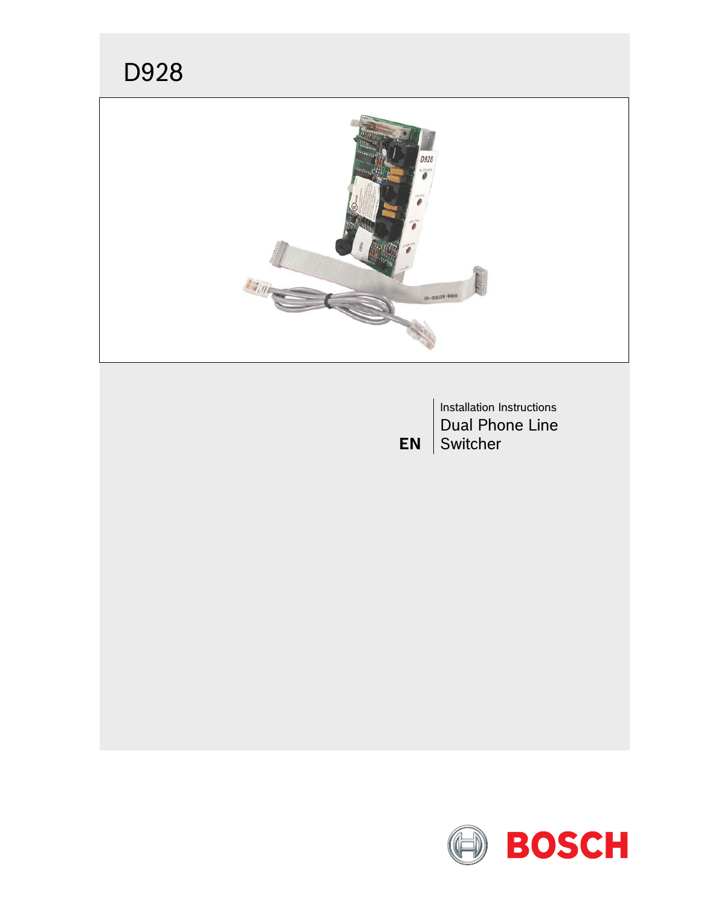# D928

EN

Installation Instructions

## Dual Phone Line Switcher

BOSCH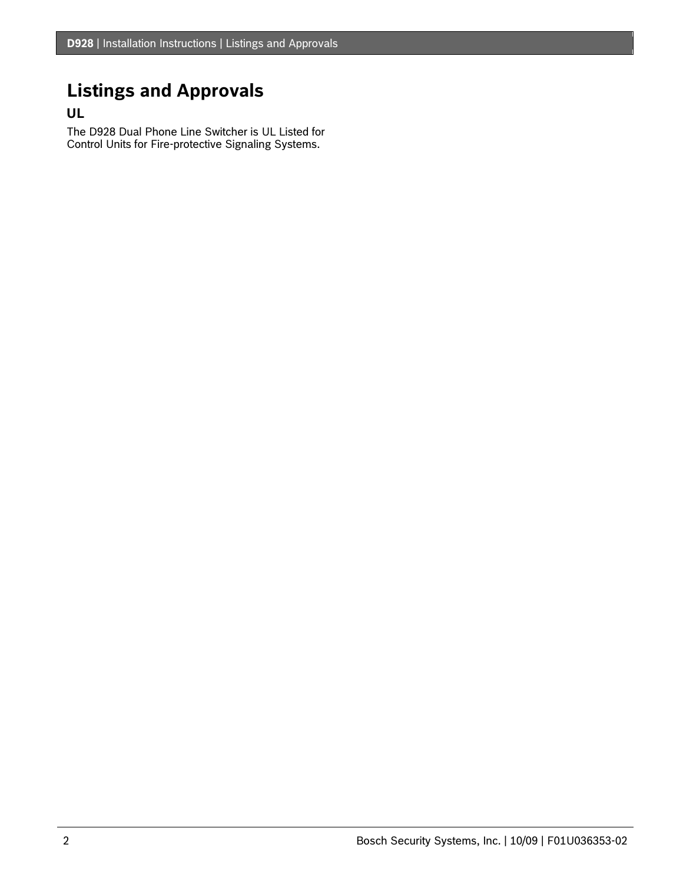# Listings and Approvals

## UL

The D928 Dual Phone Line Switcher is UL Listed for Control Units for Fire-protective Signaling Systems.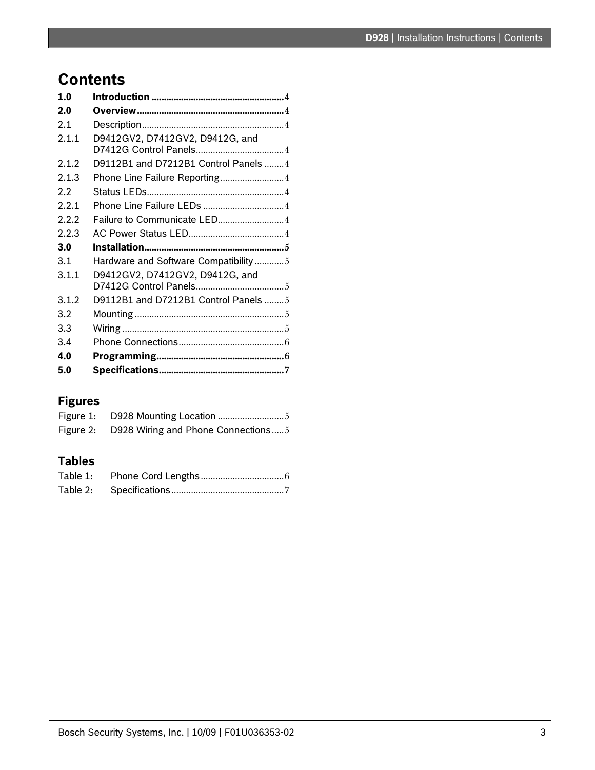# Contents

**1.0 Introduction .................................................... 4**
**2.0 Overview ........................................................ 4**
2.1 Description ........................................................ 4
2.1.1 D9412GV2, D7412GV2, D9412G, and D7412G Control Panels ................................ 4
2.1.2 D9112B1 and D7212B1 Control Panels ........ 4
2.1.3 Phone Line Failure Reporting .......................... 4
2.2 Status LEDs ........................................................ 4
2.2.1 Phone Line Failure LEDs ................................. 4
2.2.2 Failure to Communicate LED ........................... 4
2.2.3 AC Power Status LED ...................................... 4
**3.0 Installation ........................................................ 5**
3.1 Hardware and Software Compatibility ............ 5
3.1.1 D9412GV2, D7412GV2, D9412G, and D7412G Control Panels ................................ 5
3.1.2 D9112B1 and D7212B1 Control Panels ........ 5
3.2 Mounting ............................................................ 5
3.3 Wiring ................................................................ 5
3.4 Phone Connections .......................................... 6
**4.0 Programming .................................................... 6**
**5.0 Specifications .................................................. 7**

## Figures

Figure 1: D928 Mounting Location ........................... 5
Figure 2: D928 Wiring and Phone Connections ..... 5

## Tables

Table 1: Phone Cord Lengths ................................. 6
Table 2: Specifications ............................................ 7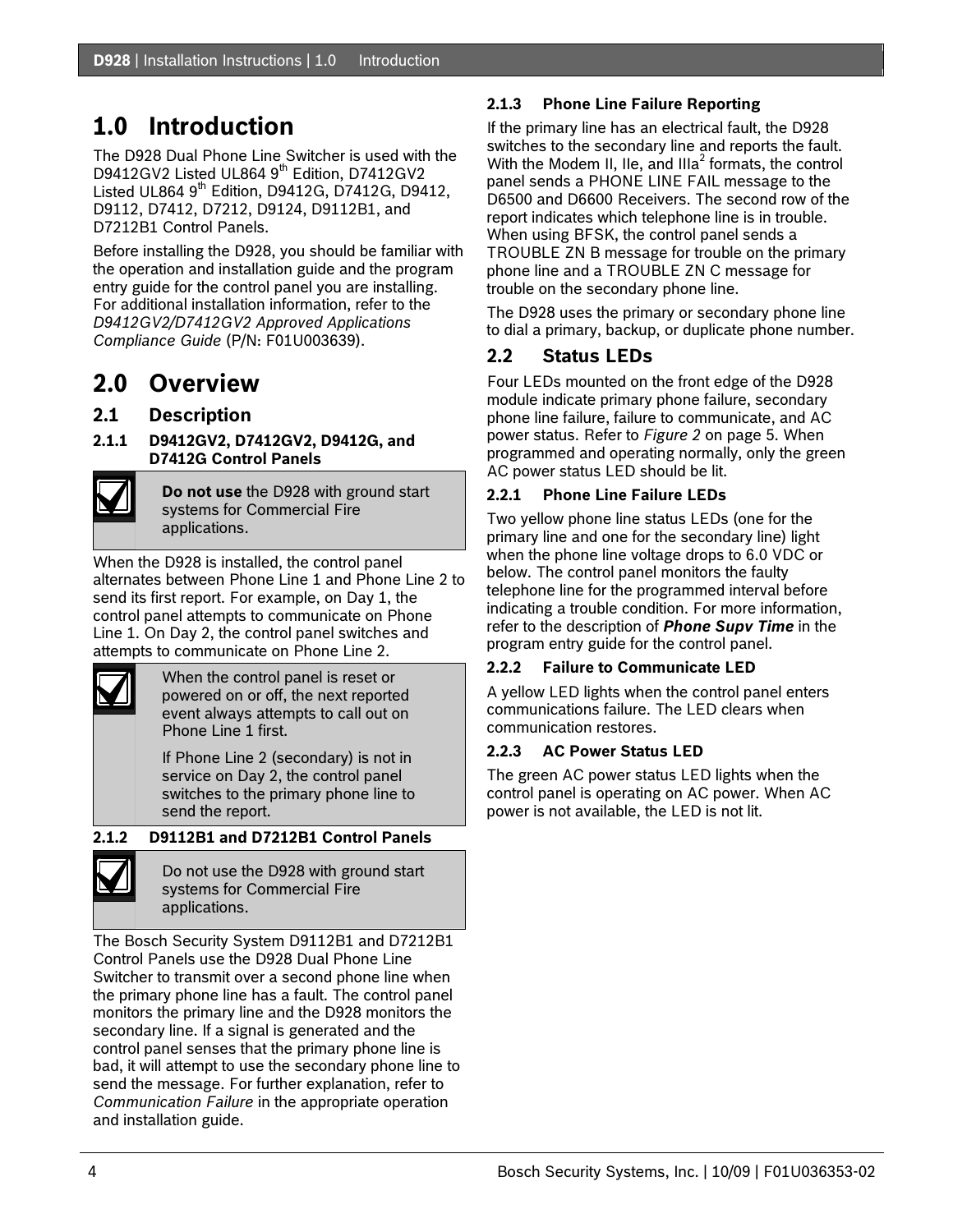# 1.0 Introduction

The D928 Dual Phone Line Switcher is used with the D9412GV2 Listed UL864 9th Edition, D7412GV2 Listed UL864 9th Edition, D9412G, D7412G, D9412, D9112, D7412, D7212, D9124, D9112B1, and D7212B1 Control Panels.

Before installing the D928, you should be familiar with the operation and installation guide and the program entry guide for the control panel you are installing. For additional installation information, refer to the *D9412GV2/D7412GV2 Approved Applications Compliance Guide* (P/N: F01U003639).

# 2.0 Overview

## 2.1 Description

### 2.1.1 D9412GV2, D7412GV2, D9412G, and D7412G Control Panels

> **Do not use** the D928 with ground start systems for Commercial Fire applications.

When the D928 is installed, the control panel alternates between Phone Line 1 and Phone Line 2 to send its first report. For example, on Day 1, the control panel attempts to communicate on Phone Line 1. On Day 2, the control panel switches and attempts to communicate on Phone Line 2.

> When the control panel is reset or powered on or off, the next reported event always attempts to call out on Phone Line 1 first.
>
> If Phone Line 2 (secondary) is not in service on Day 2, the control panel switches to the primary phone line to send the report.

### 2.1.2 D9112B1 and D7212B1 Control Panels

> Do not use the D928 with ground start systems for Commercial Fire applications.

The Bosch Security System D9112B1 and D7212B1 Control Panels use the D928 Dual Phone Line Switcher to transmit over a second phone line when the primary phone line has a fault. The control panel monitors the primary line and the D928 monitors the secondary line. If a signal is generated and the control panel senses that the primary phone line is bad, it will attempt to use the secondary phone line to send the message. For further explanation, refer to *Communication Failure* in the appropriate operation and installation guide.

### 2.1.3 Phone Line Failure Reporting

If the primary line has an electrical fault, the D928 switches to the secondary line and reports the fault. With the Modem II, IIe, and IIIa[2] formats, the control panel sends a PHONE LINE FAIL message to the D6500 and D6600 Receivers. The second row of the report indicates which telephone line is in trouble. When using BFSK, the control panel sends a TROUBLE ZN B message for trouble on the primary phone line and a TROUBLE ZN C message for trouble on the secondary phone line.

The D928 uses the primary or secondary phone line to dial a primary, backup, or duplicate phone number.

## 2.2 Status LEDs

Four LEDs mounted on the front edge of the D928 module indicate primary phone failure, secondary phone line failure, failure to communicate, and AC power status. Refer to *Figure 2* on page 5. When programmed and operating normally, only the green AC power status LED should be lit.

### 2.2.1 Phone Line Failure LEDs

Two yellow phone line status LEDs (one for the primary line and one for the secondary line) light when the phone line voltage drops to 6.0 VDC or below. The control panel monitors the faulty telephone line for the programmed interval before indicating a trouble condition. For more information, refer to the description of ***Phone Supv Time*** in the program entry guide for the control panel.

### 2.2.2 Failure to Communicate LED

A yellow LED lights when the control panel enters communications failure. The LED clears when communication restores.

### 2.2.3 AC Power Status LED

The green AC power status LED lights when the control panel is operating on AC power. When AC power is not available, the LED is not lit.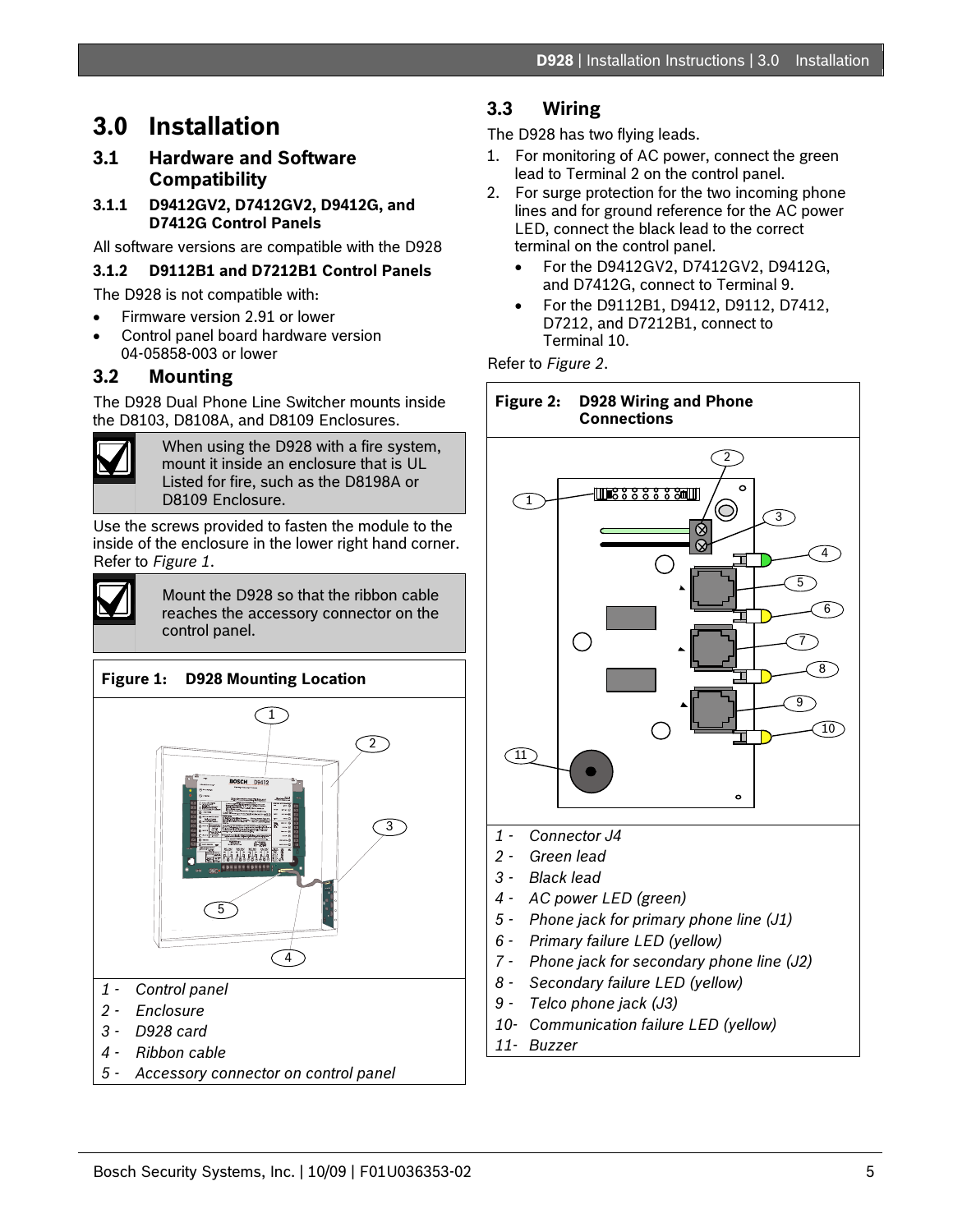# 3.0 Installation

## 3.1 Hardware and Software Compatibility

### 3.1.1 D9412GV2, D7412GV2, D9412G, and D7412G Control Panels

All software versions are compatible with the D928

### 3.1.2 D9112B1 and D7212B1 Control Panels

The D928 is not compatible with:

- Firmware version 2.91 or lower
- Control panel board hardware version 04-05858-003 or lower

## 3.2 Mounting

The D928 Dual Phone Line Switcher mounts inside the D8103, D8108A, and D8109 Enclosures.

> When using the D928 with a fire system, mount it inside an enclosure that is UL Listed for fire, such as the D8198A or D8109 Enclosure.

Use the screws provided to fasten the module to the inside of the enclosure in the lower right hand corner. Refer to *Figure 1*.

> Mount the D928 so that the ribbon cable reaches the accessory connector on the control panel.

**Figure 1: D928 Mounting Location**

*1 - Control panel*
*2 - Enclosure*
*3 - D928 card*
*4 - Ribbon cable*
*5 - Accessory connector on control panel*

## 3.3 Wiring

The D928 has two flying leads.

1. For monitoring of AC power, connect the green lead to Terminal 2 on the control panel.
2. For surge protection for the two incoming phone lines and for ground reference for the AC power LED, connect the black lead to the correct terminal on the control panel.
   - For the D9412GV2, D7412GV2, D9412G, and D7412G, connect to Terminal 9.
   - For the D9112B1, D9412, D9112, D7412, D7212, and D7212B1, connect to Terminal 10.

Refer to *Figure 2*.

**Figure 2: D928 Wiring and Phone Connections**

*1 - Connector J4*
*2 - Green lead*
*3 - Black lead*
*4 - AC power LED (green)*
*5 - Phone jack for primary phone line (J1)*
*6 - Primary failure LED (yellow)*
*7 - Phone jack for secondary phone line (J2)*
*8 - Secondary failure LED (yellow)*
*9 - Telco phone jack (J3)*
*10- Communication failure LED (yellow)*
*11- Buzzer*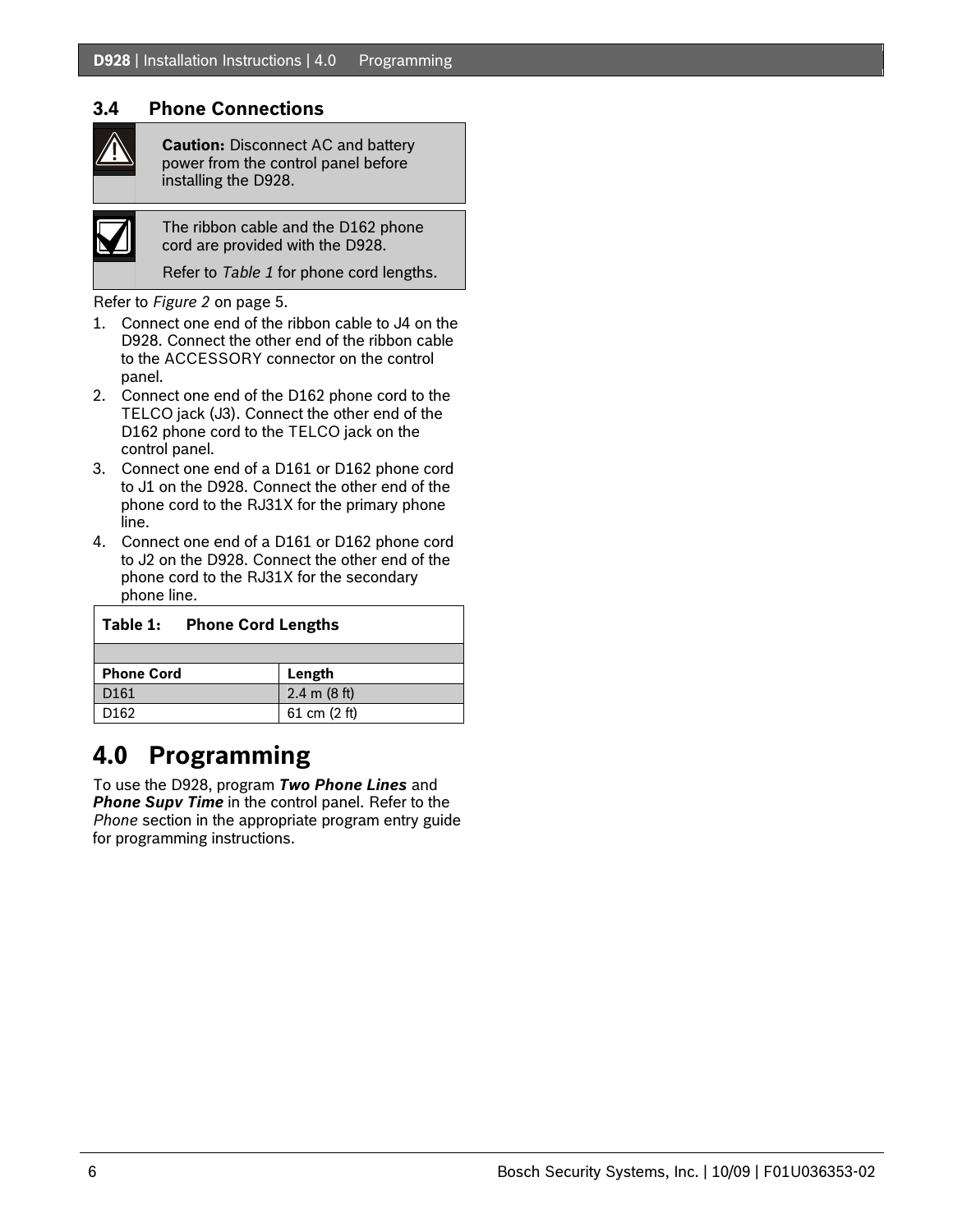## 3.4 Phone Connections

> **Caution:** Disconnect AC and battery power from the control panel before installing the D928.

> The ribbon cable and the D162 phone cord are provided with the D928.
>
> Refer to *Table 1* for phone cord lengths.

Refer to *Figure 2* on page 5.

1. Connect one end of the ribbon cable to J4 on the D928. Connect the other end of the ribbon cable to the ACCESSORY connector on the control panel.
2. Connect one end of the D162 phone cord to the TELCO jack (J3). Connect the other end of the D162 phone cord to the TELCO jack on the control panel.
3. Connect one end of a D161 or D162 phone cord to J1 on the D928. Connect the other end of the phone cord to the RJ31X for the primary phone line.
4. Connect one end of a D161 or D162 phone cord to J2 on the D928. Connect the other end of the phone cord to the RJ31X for the secondary phone line.

**Table 1: Phone Cord Lengths**

| Phone Cord | Length |
|---|---|
| D161 | 2.4 m (8 ft) |
| D162 | 61 cm (2 ft) |

# 4.0 Programming

To use the D928, program ***Two Phone Lines*** and ***Phone Supv Time*** in the control panel. Refer to the *Phone* section in the appropriate program entry guide for programming instructions.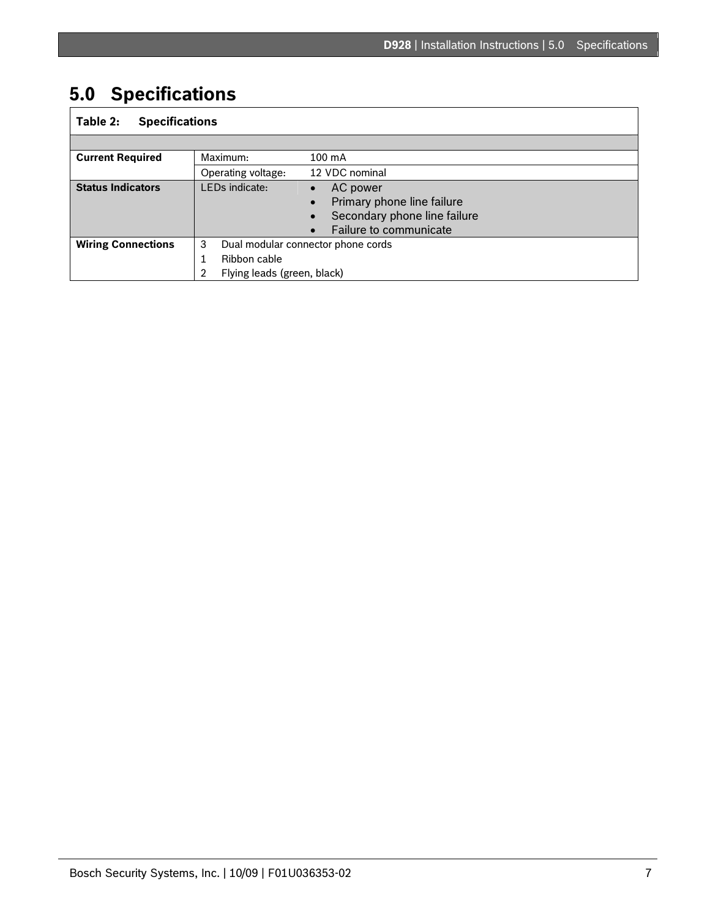## 5.0 Specifications

**Table 2: Specifications**

| | | |
|---|---|---|
| **Current Required** | Maximum: | 100 mA |
| | Operating voltage: | 12 VDC nominal |
| **Status Indicators** | LEDs indicate: | • AC power<br>• Primary phone line failure<br>• Secondary phone line failure<br>• Failure to communicate |
| **Wiring Connections** | 3 Dual modular connector phone cords<br>1 Ribbon cable<br>2 Flying leads (green, black) | |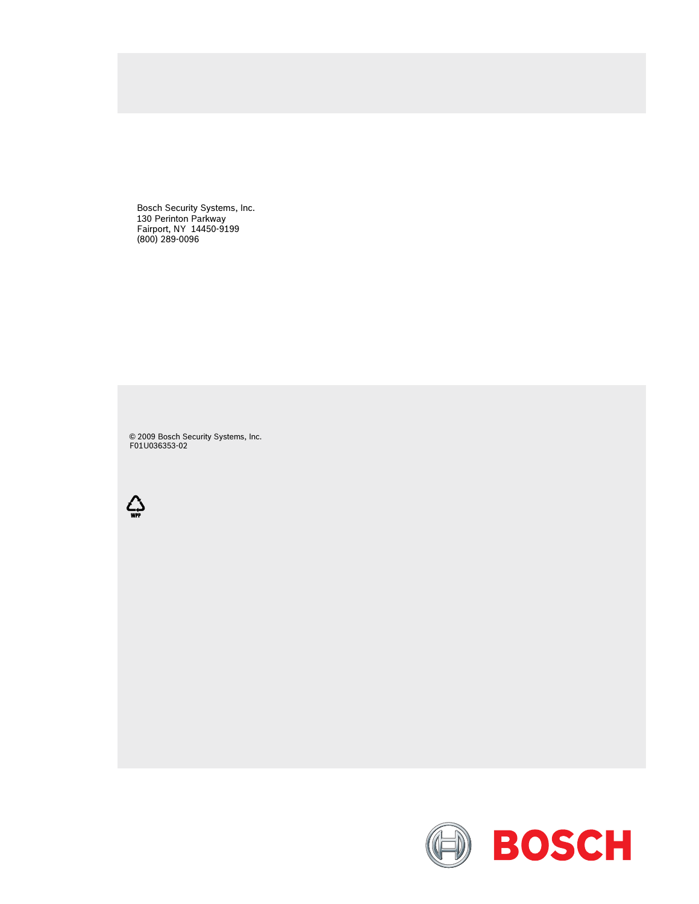Bosch Security Systems, Inc.
130 Perinton Parkway
Fairport, NY 14450-9199
(800) 289-0096

© 2009 Bosch Security Systems, Inc.
F01U036353-02

WPP

BOSCH